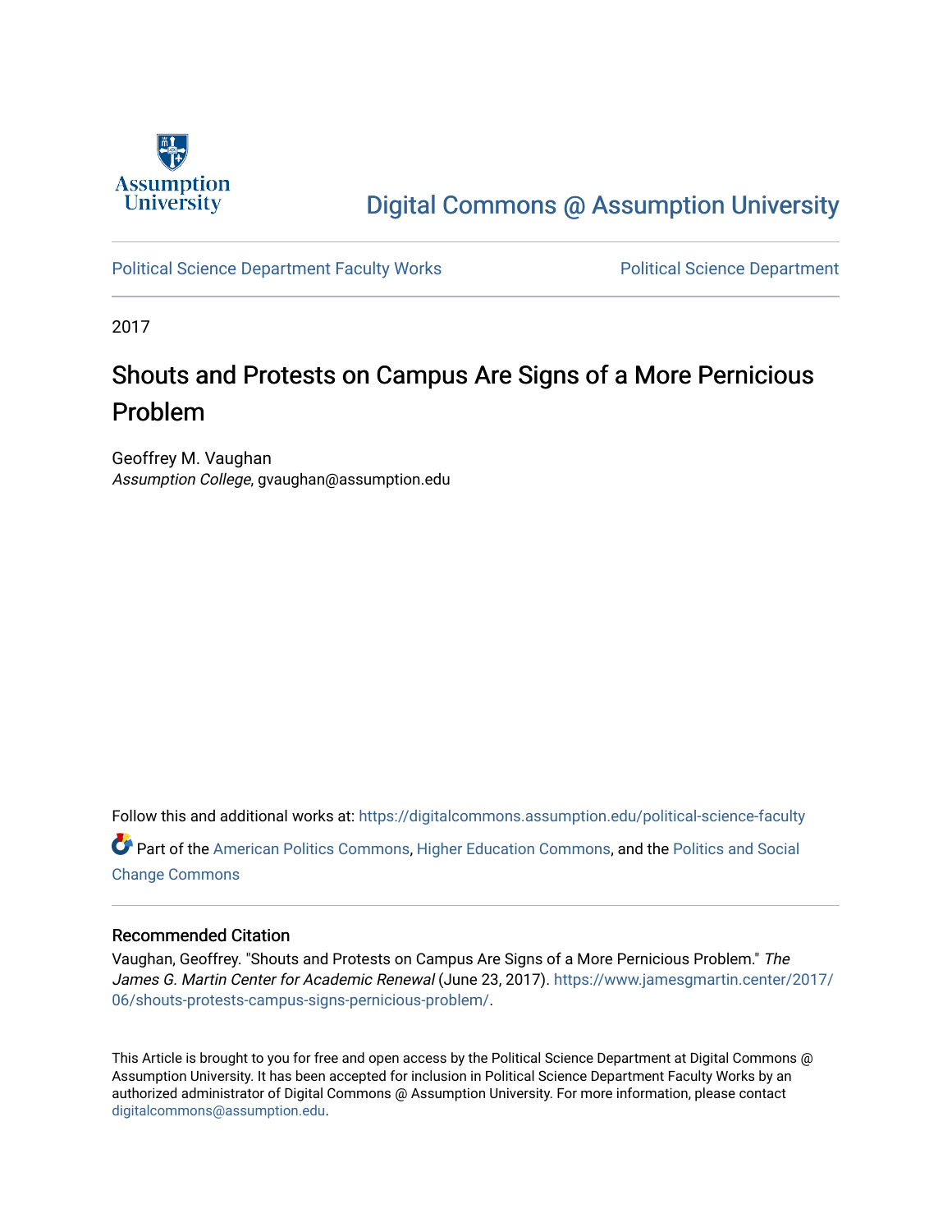Assumption University

Digital Commons @ Assumption University

Political Science Department Faculty Works

Political Science Department

2017

# Shouts and Protests on Campus Are Signs of a More Pernicious Problem

Geoffrey M. Vaughan
*Assumption College*, gvaughan@assumption.edu

Follow this and additional works at: https://digitalcommons.assumption.edu/political-science-faculty

Part of the American Politics Commons, Higher Education Commons, and the Politics and Social Change Commons

## Recommended Citation

Vaughan, Geoffrey. "Shouts and Protests on Campus Are Signs of a More Pernicious Problem." *The James G. Martin Center for Academic Renewal* (June 23, 2017). https://www.jamesgmartin.center/2017/06/shouts-protests-campus-signs-pernicious-problem/.

This Article is brought to you for free and open access by the Political Science Department at Digital Commons @ Assumption University. It has been accepted for inclusion in Political Science Department Faculty Works by an authorized administrator of Digital Commons @ Assumption University. For more information, please contact digitalcommons@assumption.edu.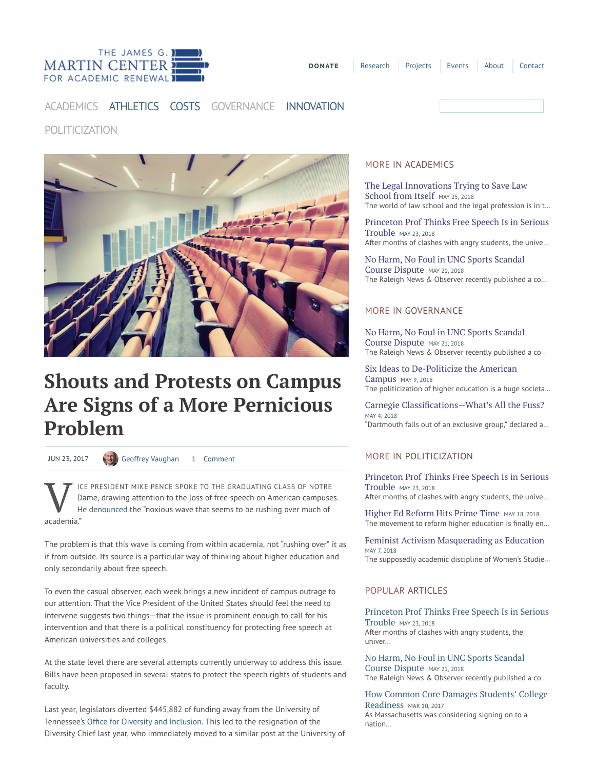THE JAMES G. MARTIN CENTER FOR ACADEMIC RENEWAL

DONATE | Research | Projects | Events | About | Contact

ACADEMICS ATHLETICS COSTS GOVERNANCE INNOVATION POLITICIZATION

# Shouts and Protests on Campus Are Signs of a More Pernicious Problem

JUN 23, 2017 Geoffrey Vaughan 1 Comment

Vice President Mike Pence spoke to the graduating class of Notre Dame, drawing attention to the loss of free speech on American campuses. He denounced the "noxious wave that seems to be rushing over much of academia."

The problem is that this wave is coming from within academia, not "rushing over" it as if from outside. Its source is a particular way of thinking about higher education and only secondarily about free speech.

To even the casual observer, each week brings a new incident of campus outrage to our attention. That the Vice President of the United States should feel the need to intervene suggests two things—that the issue is prominent enough to call for his intervention and that there is a political constituency for protecting free speech at American universities and colleges.

At the state level there are several attempts currently underway to address this issue. Bills have been proposed in several states to protect the speech rights of students and faculty.

Last year, legislators diverted $445,882 of funding away from the University of Tennessee's Office for Diversity and Inclusion. This led to the resignation of the Diversity Chief last year, who immediately moved to a similar post at the University of

## MORE IN ACADEMICS

The Legal Innovations Trying to Save Law School from Itself MAY 25, 2018
The world of law school and the legal profession is in t...

Princeton Prof Thinks Free Speech Is in Serious Trouble MAY 23, 2018
After months of clashes with angry students, the unive...

No Harm, No Foul in UNC Sports Scandal Course Dispute MAY 21, 2018
The Raleigh News & Observer recently published a co...

## MORE IN GOVERNANCE

No Harm, No Foul in UNC Sports Scandal Course Dispute MAY 21, 2018
The Raleigh News & Observer recently published a co...

Six Ideas to De-Politicize the American Campus MAY 9, 2018
The politicization of higher education is a huge societa...

Carnegie Classifications—What's All the Fuss? MAY 4, 2018
"Dartmouth falls out of an exclusive group," declared a...

## MORE IN POLITICIZATION

Princeton Prof Thinks Free Speech Is in Serious Trouble MAY 23, 2018
After months of clashes with angry students, the unive...

Higher Ed Reform Hits Prime Time MAY 18, 2018
The movement to reform higher education is finally en...

Feminist Activism Masquerading as Education MAY 7, 2018
The supposedly academic discipline of Women's Studie...

## POPULAR ARTICLES

Princeton Prof Thinks Free Speech Is in Serious Trouble MAY 23, 2018
After months of clashes with angry students, the univer...

No Harm, No Foul in UNC Sports Scandal Course Dispute MAY 21, 2018
The Raleigh News & Observer recently published a co...

How Common Core Damages Students' College Readiness MAR 10, 2017
As Massachusetts was considering signing on to a nation...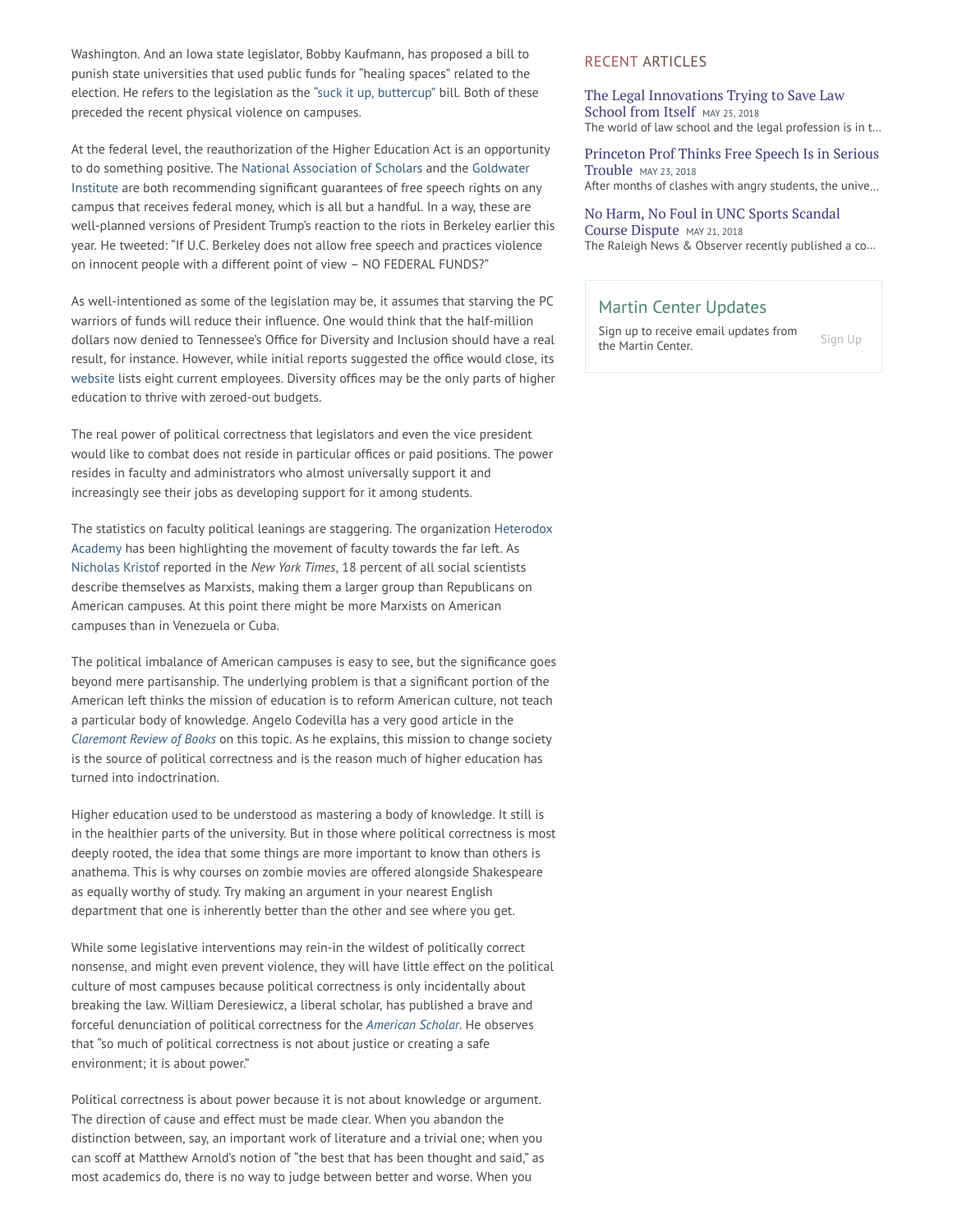Washington. And an Iowa state legislator, Bobby Kaufmann, has proposed a bill to punish state universities that used public funds for "healing spaces" related to the election. He refers to the legislation as the "suck it up, buttercup" bill. Both of these preceded the recent physical violence on campuses.

At the federal level, the reauthorization of the Higher Education Act is an opportunity to do something positive. The National Association of Scholars and the Goldwater Institute are both recommending significant guarantees of free speech rights on any campus that receives federal money, which is all but a handful. In a way, these are well-planned versions of President Trump's reaction to the riots in Berkeley earlier this year. He tweeted: "If U.C. Berkeley does not allow free speech and practices violence on innocent people with a different point of view – NO FEDERAL FUNDS?"

As well-intentioned as some of the legislation may be, it assumes that starving the PC warriors of funds will reduce their influence. One would think that the half-million dollars now denied to Tennessee's Office for Diversity and Inclusion should have a real result, for instance. However, while initial reports suggested the office would close, its website lists eight current employees. Diversity offices may be the only parts of higher education to thrive with zeroed-out budgets.

The real power of political correctness that legislators and even the vice president would like to combat does not reside in particular offices or paid positions. The power resides in faculty and administrators who almost universally support it and increasingly see their jobs as developing support for it among students.

The statistics on faculty political leanings are staggering. The organization Heterodox Academy has been highlighting the movement of faculty towards the far left. As Nicholas Kristof reported in the *New York Times*, 18 percent of all social scientists describe themselves as Marxists, making them a larger group than Republicans on American campuses. At this point there might be more Marxists on American campuses than in Venezuela or Cuba.

The political imbalance of American campuses is easy to see, but the significance goes beyond mere partisanship. The underlying problem is that a significant portion of the American left thinks the mission of education is to reform American culture, not teach a particular body of knowledge. Angelo Codevilla has a very good article in the *Claremont Review of Books* on this topic. As he explains, this mission to change society is the source of political correctness and is the reason much of higher education has turned into indoctrination.

Higher education used to be understood as mastering a body of knowledge. It still is in the healthier parts of the university. But in those where political correctness is most deeply rooted, the idea that some things are more important to know than others is anathema. This is why courses on zombie movies are offered alongside Shakespeare as equally worthy of study. Try making an argument in your nearest English department that one is inherently better than the other and see where you get.

While some legislative interventions may rein-in the wildest of politically correct nonsense, and might even prevent violence, they will have little effect on the political culture of most campuses because political correctness is only incidentally about breaking the law. William Deresiewicz, a liberal scholar, has published a brave and forceful denunciation of political correctness for the *American Scholar*. He observes that "so much of political correctness is not about justice or creating a safe environment; it is about power."

Political correctness is about power because it is not about knowledge or argument. The direction of cause and effect must be made clear. When you abandon the distinction between, say, an important work of literature and a trivial one; when you can scoff at Matthew Arnold's notion of "the best that has been thought and said," as most academics do, there is no way to judge between better and worse. When you

## RECENT ARTICLES

**The Legal Innovations Trying to Save Law School from Itself** MAY 25, 2018
The world of law school and the legal profession is in t...

**Princeton Prof Thinks Free Speech Is in Serious Trouble** MAY 23, 2018
After months of clashes with angry students, the unive...

**No Harm, No Foul in UNC Sports Scandal Course Dispute** MAY 21, 2018
The Raleigh News & Observer recently published a co...

## Martin Center Updates

Sign up to receive email updates from the Martin Center. Sign Up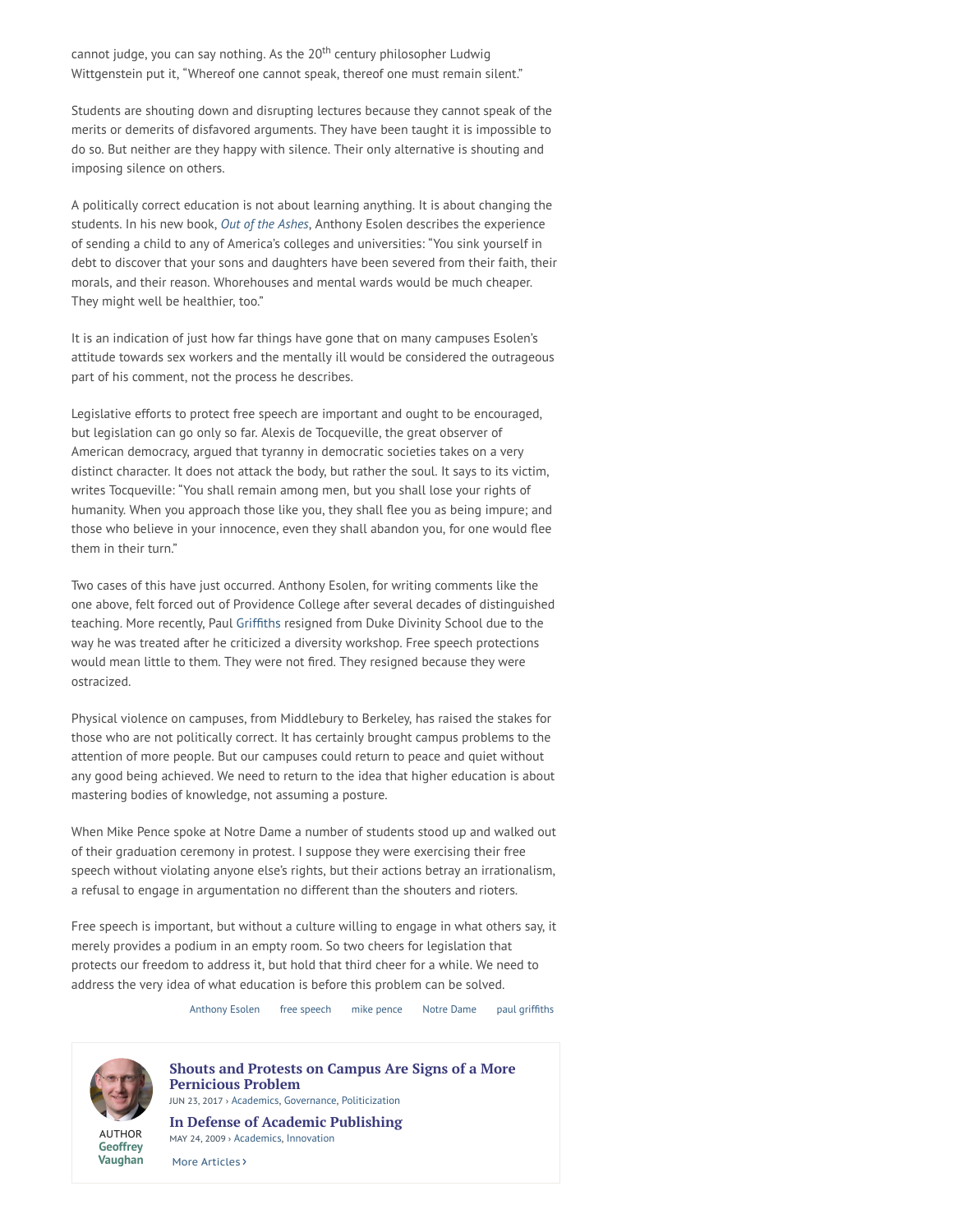cannot judge, you can say nothing. As the 20th century philosopher Ludwig Wittgenstein put it, "Whereof one cannot speak, thereof one must remain silent."

Students are shouting down and disrupting lectures because they cannot speak of the merits or demerits of disfavored arguments. They have been taught it is impossible to do so. But neither are they happy with silence. Their only alternative is shouting and imposing silence on others.

A politically correct education is not about learning anything. It is about changing the students. In his new book, *Out of the Ashes*, Anthony Esolen describes the experience of sending a child to any of America's colleges and universities: "You sink yourself in debt to discover that your sons and daughters have been severed from their faith, their morals, and their reason. Whorehouses and mental wards would be much cheaper. They might well be healthier, too."

It is an indication of just how far things have gone that on many campuses Esolen's attitude towards sex workers and the mentally ill would be considered the outrageous part of his comment, not the process he describes.

Legislative efforts to protect free speech are important and ought to be encouraged, but legislation can go only so far. Alexis de Tocqueville, the great observer of American democracy, argued that tyranny in democratic societies takes on a very distinct character. It does not attack the body, but rather the soul. It says to its victim, writes Tocqueville: "You shall remain among men, but you shall lose your rights of humanity. When you approach those like you, they shall flee you as being impure; and those who believe in your innocence, even they shall abandon you, for one would flee them in their turn."

Two cases of this have just occurred. Anthony Esolen, for writing comments like the one above, felt forced out of Providence College after several decades of distinguished teaching. More recently, Paul Griffiths resigned from Duke Divinity School due to the way he was treated after he criticized a diversity workshop. Free speech protections would mean little to them. They were not fired. They resigned because they were ostracized.

Physical violence on campuses, from Middlebury to Berkeley, has raised the stakes for those who are not politically correct. It has certainly brought campus problems to the attention of more people. But our campuses could return to peace and quiet without any good being achieved. We need to return to the idea that higher education is about mastering bodies of knowledge, not assuming a posture.

When Mike Pence spoke at Notre Dame a number of students stood up and walked out of their graduation ceremony in protest. I suppose they were exercising their free speech without violating anyone else's rights, but their actions betray an irrationalism, a refusal to engage in argumentation no different than the shouters and rioters.

Free speech is important, but without a culture willing to engage in what others say, it merely provides a podium in an empty room. So two cheers for legislation that protects our freedom to address it, but hold that third cheer for a while. We need to address the very idea of what education is before this problem can be solved.

Anthony Esolen   free speech   mike pence   Notre Dame   paul griffiths

AUTHOR
Geoffrey Vaughan

**Shouts and Protests on Campus Are Signs of a More Pernicious Problem**
JUN 23, 2017 › Academics, Governance, Politicization

**In Defense of Academic Publishing**
MAY 24, 2009 › Academics, Innovation

More Articles ›